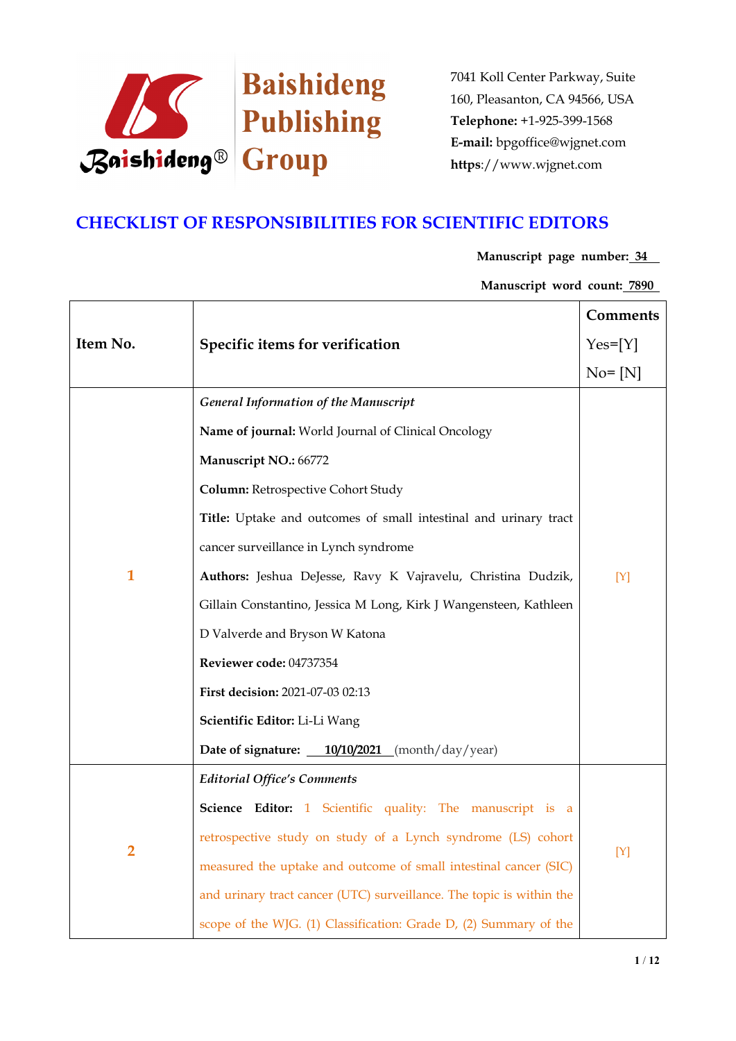Baishideng Publishing Group

7041 Koll Center Parkway, Suite 160, Pleasanton, CA 94566, USA
**Telephone:** +1-925-399-1568
**E-mail:** bpgoffice@wjgnet.com
**https**://www.wjgnet.com

# CHECKLIST OF RESPONSIBILITIES FOR SCIENTIFIC EDITORS

**Manuscript page number:** 34

**Manuscript word count:** 7890

| Item No. | Specific items for verification | Comments Yes=[Y] No= [N] |
|---|---|---|
| 1 | *General Information of the Manuscript*<br>**Name of journal:** World Journal of Clinical Oncology<br>**Manuscript NO.:** 66772<br>**Column:** Retrospective Cohort Study<br>**Title:** Uptake and outcomes of small intestinal and urinary tract cancer surveillance in Lynch syndrome<br>**Authors:** Jeshua DeJesse, Ravy K Vajravelu, Christina Dudzik, Gillain Constantino, Jessica M Long, Kirk J Wangensteen, Kathleen D Valverde and Bryson W Katona<br>**Reviewer code:** 04737354<br>**First decision:** 2021-07-03 02:13<br>**Scientific Editor:** Li-Li Wang<br>**Date of signature:** 10/10/2021 (month/day/year) | [Y] |
| 2 | *Editorial Office's Comments*<br>**Science Editor:** 1 Scientific quality: The manuscript is a retrospective study on study of a Lynch syndrome (LS) cohort measured the uptake and outcome of small intestinal cancer (SIC) and urinary tract cancer (UTC) surveillance. The topic is within the scope of the WJG. (1) Classification: Grade D, (2) Summary of the | [Y] |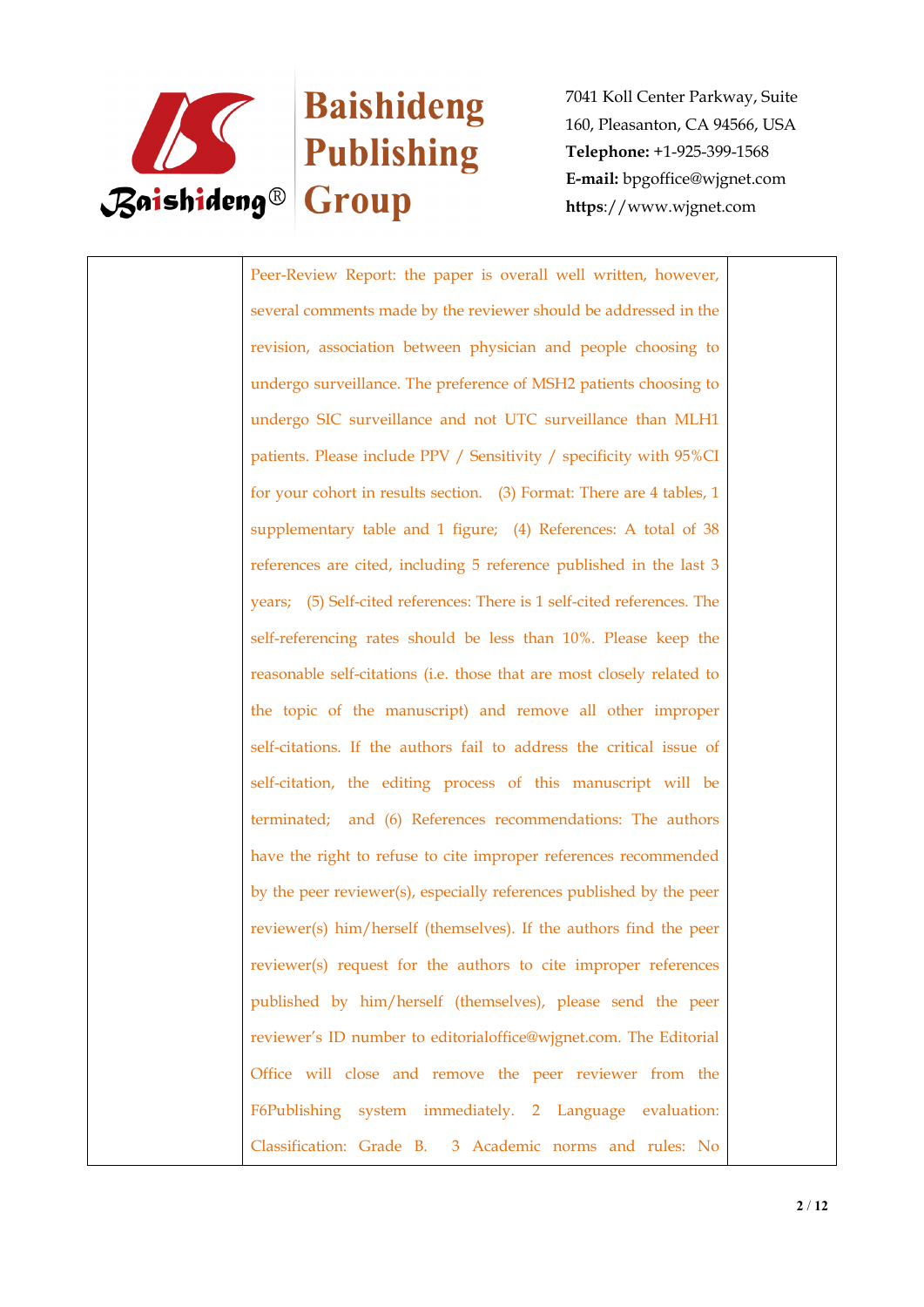| | Peer-Review Report: the paper is overall well written, however, several comments made by the reviewer should be addressed in the revision, association between physician and people choosing to undergo surveillance. The preference of MSH2 patients choosing to undergo SIC surveillance and not UTC surveillance than MLH1 patients. Please include PPV / Sensitivity / specificity with 95%CI for your cohort in results section. (3) Format: There are 4 tables, 1 supplementary table and 1 figure; (4) References: A total of 38 references are cited, including 5 reference published in the last 3 years; (5) Self-cited references: There is 1 self-cited references. The self-referencing rates should be less than 10%. Please keep the reasonable self-citations (i.e. those that are most closely related to the topic of the manuscript) and remove all other improper self-citations. If the authors fail to address the critical issue of self-citation, the editing process of this manuscript will be terminated; and (6) References recommendations: The authors have the right to refuse to cite improper references recommended by the peer reviewer(s), especially references published by the peer reviewer(s) him/herself (themselves). If the authors find the peer reviewer(s) request for the authors to cite improper references published by him/herself (themselves), please send the peer reviewer's ID number to editorialoffice@wjgnet.com. The Editorial Office will close and remove the peer reviewer from the F6Publishing system immediately. 2 Language evaluation: Classification: Grade B. 3 Academic norms and rules: No | |
|---|---|---|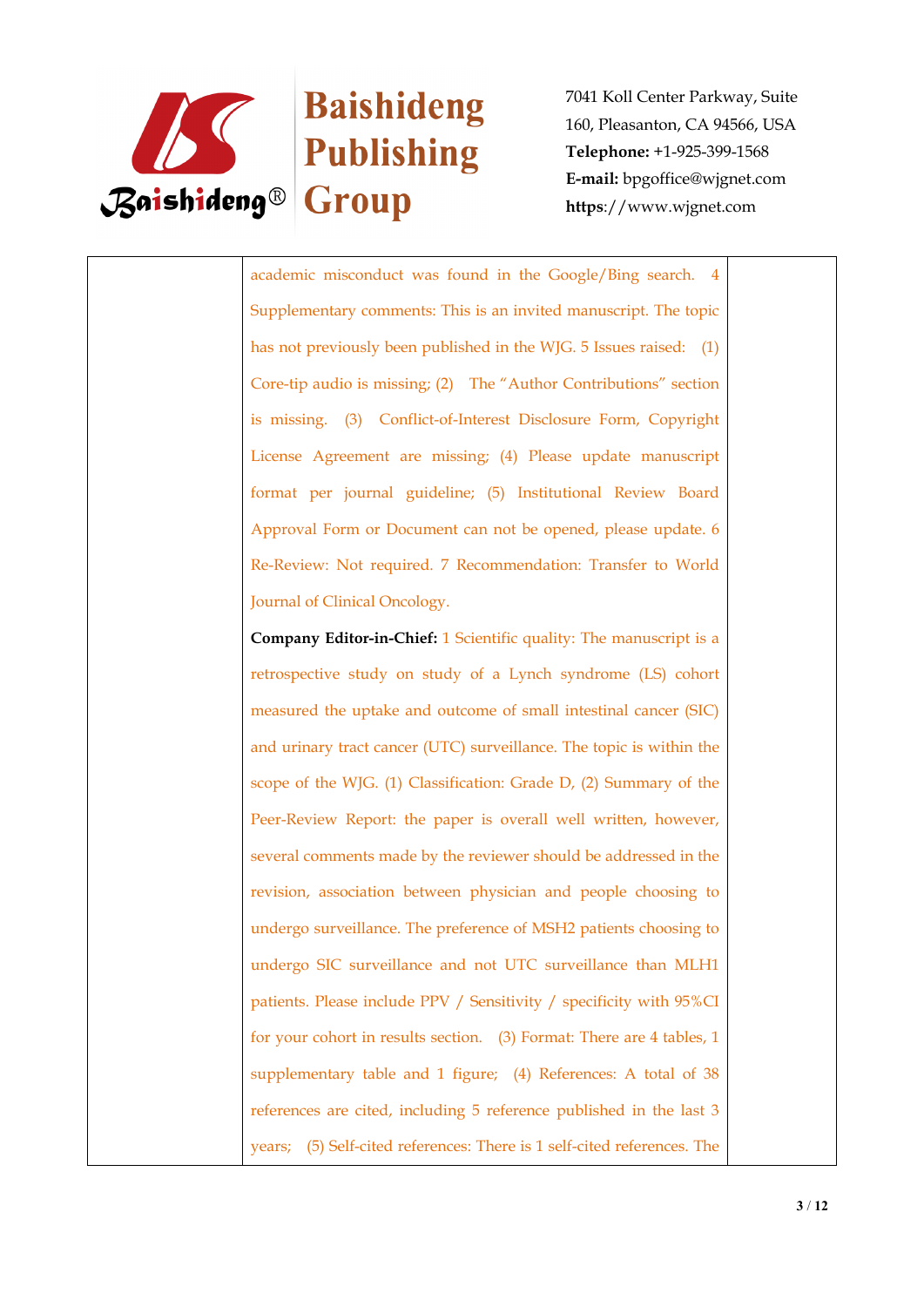| | | |
|---|---|---|
| | academic misconduct was found in the Google/Bing search. 4 Supplementary comments: This is an invited manuscript. The topic has not previously been published in the WJG. 5 Issues raised: (1) Core-tip audio is missing; (2) The "Author Contributions" section is missing. (3) Conflict-of-Interest Disclosure Form, Copyright License Agreement are missing; (4) Please update manuscript format per journal guideline; (5) Institutional Review Board Approval Form or Document can not be opened, please update. 6 Re-Review: Not required. 7 Recommendation: Transfer to World Journal of Clinical Oncology.<br><br>**Company Editor-in-Chief:** 1 Scientific quality: The manuscript is a retrospective study on study of a Lynch syndrome (LS) cohort measured the uptake and outcome of small intestinal cancer (SIC) and urinary tract cancer (UTC) surveillance. The topic is within the scope of the WJG. (1) Classification: Grade D, (2) Summary of the Peer-Review Report: the paper is overall well written, however, several comments made by the reviewer should be addressed in the revision, association between physician and people choosing to undergo surveillance. The preference of MSH2 patients choosing to undergo SIC surveillance and not UTC surveillance than MLH1 patients. Please include PPV / Sensitivity / specificity with 95%CI for your cohort in results section. (3) Format: There are 4 tables, 1 supplementary table and 1 figure; (4) References: A total of 38 references are cited, including 5 reference published in the last 3 years; (5) Self-cited references: There is 1 self-cited references. The | |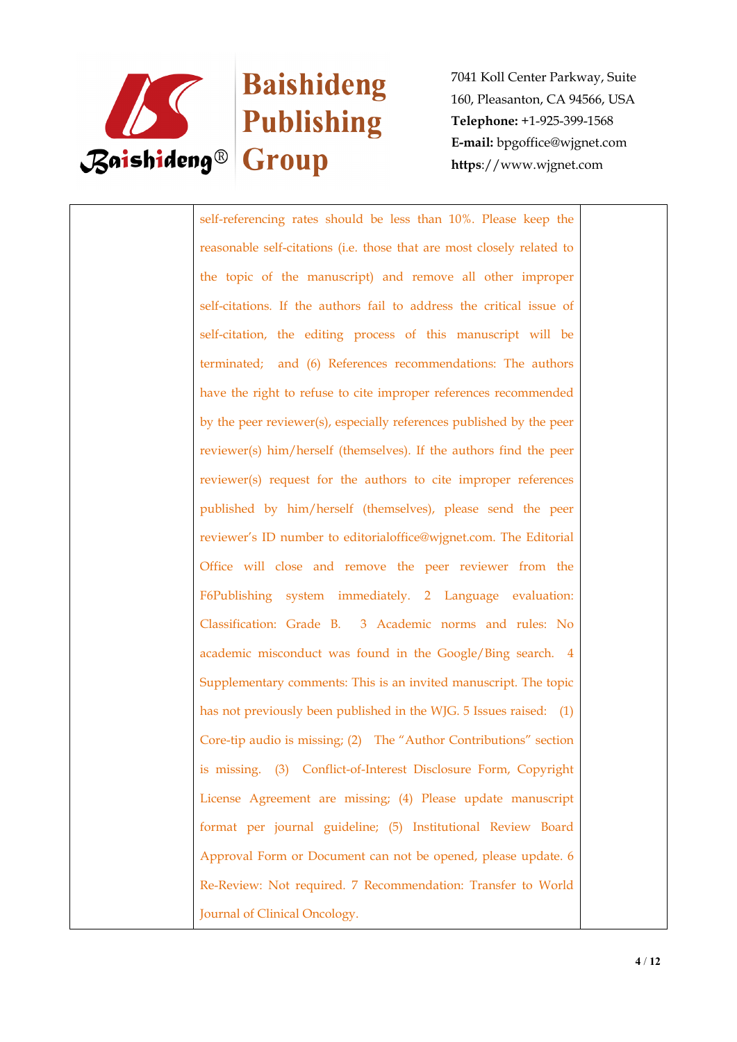| | | |
|---|---|---|
| | self-referencing rates should be less than 10%. Please keep the reasonable self-citations (i.e. those that are most closely related to the topic of the manuscript) and remove all other improper self-citations. If the authors fail to address the critical issue of self-citation, the editing process of this manuscript will be terminated; and (6) References recommendations: The authors have the right to refuse to cite improper references recommended by the peer reviewer(s), especially references published by the peer reviewer(s) him/herself (themselves). If the authors find the peer reviewer(s) request for the authors to cite improper references published by him/herself (themselves), please send the peer reviewer's ID number to editorialoffice@wjgnet.com. The Editorial Office will close and remove the peer reviewer from the F6Publishing system immediately. 2 Language evaluation: Classification: Grade B. 3 Academic norms and rules: No academic misconduct was found in the Google/Bing search. 4 Supplementary comments: This is an invited manuscript. The topic has not previously been published in the WJG. 5 Issues raised: (1) Core-tip audio is missing; (2) The "Author Contributions" section is missing. (3) Conflict-of-Interest Disclosure Form, Copyright License Agreement are missing; (4) Please update manuscript format per journal guideline; (5) Institutional Review Board Approval Form or Document can not be opened, please update. 6 Re-Review: Not required. 7 Recommendation: Transfer to World Journal of Clinical Oncology. | |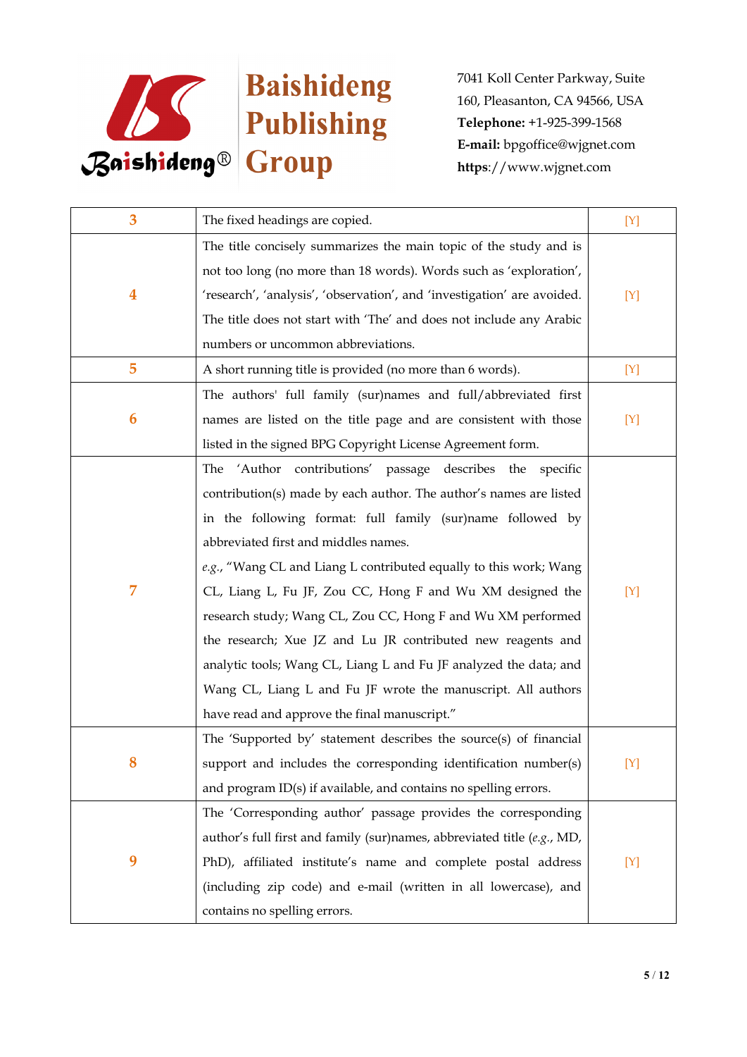| 3 | The fixed headings are copied. | [Y] |
|---|---|---|
| 4 | The title concisely summarizes the main topic of the study and is not too long (no more than 18 words). Words such as 'exploration', 'research', 'analysis', 'observation', and 'investigation' are avoided. The title does not start with 'The' and does not include any Arabic numbers or uncommon abbreviations. | [Y] |
| 5 | A short running title is provided (no more than 6 words). | [Y] |
| 6 | The authors' full family (sur)names and full/abbreviated first names are listed on the title page and are consistent with those listed in the signed BPG Copyright License Agreement form. | [Y] |
| 7 | The 'Author contributions' passage describes the specific contribution(s) made by each author. The author's names are listed in the following format: full family (sur)name followed by abbreviated first and middles names. *e.g.*, "Wang CL and Liang L contributed equally to this work; Wang CL, Liang L, Fu JF, Zou CC, Hong F and Wu XM designed the research study; Wang CL, Zou CC, Hong F and Wu XM performed the research; Xue JZ and Lu JR contributed new reagents and analytic tools; Wang CL, Liang L and Fu JF analyzed the data; and Wang CL, Liang L and Fu JF wrote the manuscript. All authors have read and approve the final manuscript." | [Y] |
| 8 | The 'Supported by' statement describes the source(s) of financial support and includes the corresponding identification number(s) and program ID(s) if available, and contains no spelling errors. | [Y] |
| 9 | The 'Corresponding author' passage provides the corresponding author's full first and family (sur)names, abbreviated title (*e.g.*, MD, PhD), affiliated institute's name and complete postal address (including zip code) and e-mail (written in all lowercase), and contains no spelling errors. | [Y] |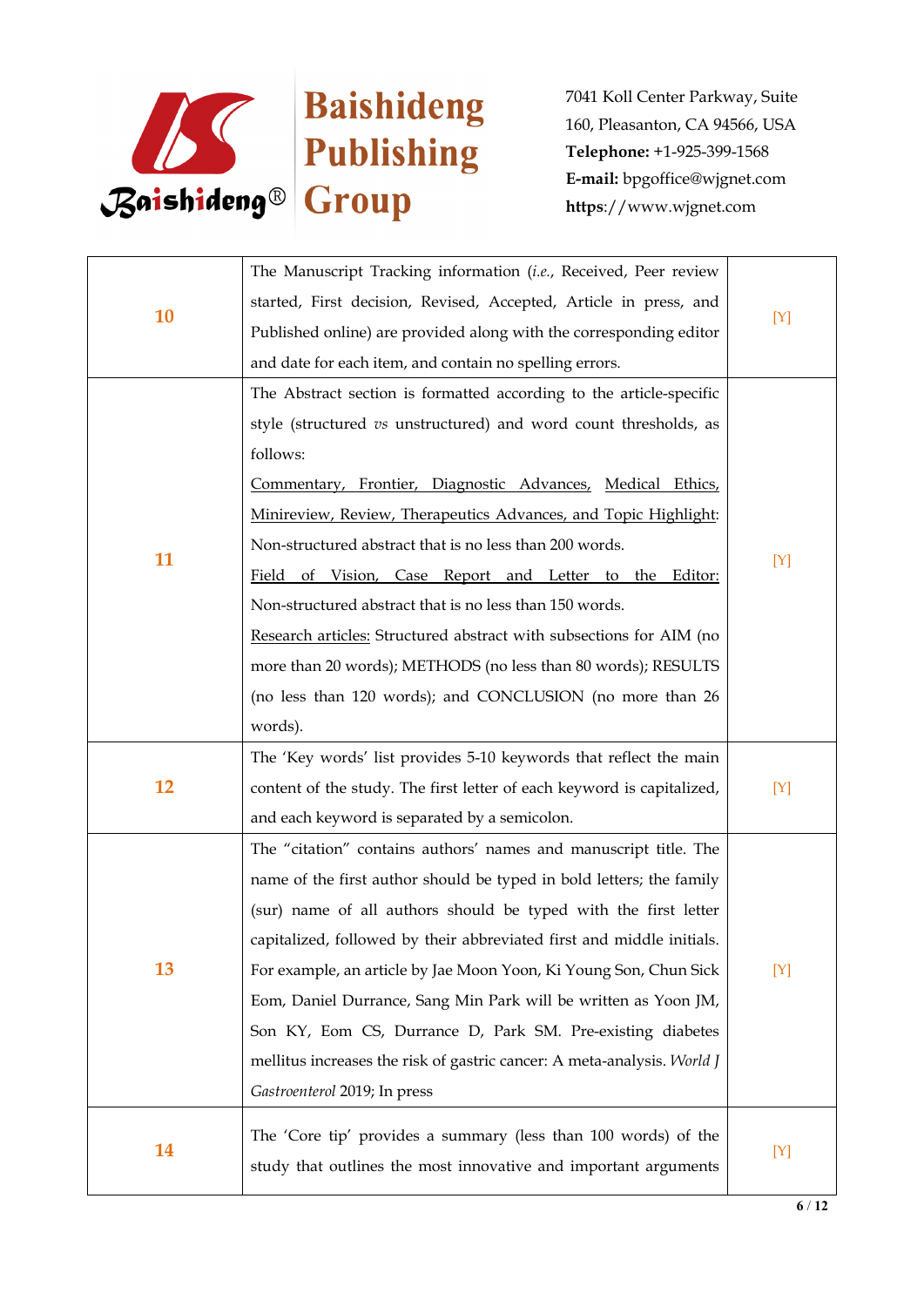| | | |
|---|---|---|
| 10 | The Manuscript Tracking information (*i.e.*, Received, Peer review started, First decision, Revised, Accepted, Article in press, and Published online) are provided along with the corresponding editor and date for each item, and contain no spelling errors. | [Y] |
| 11 | The Abstract section is formatted according to the article-specific style (structured *vs* unstructured) and word count thresholds, as follows:<br>Commentary, Frontier, Diagnostic Advances, Medical Ethics, Minireview, Review, Therapeutics Advances, and Topic Highlight: Non-structured abstract that is no less than 200 words.<br>Field of Vision, Case Report and Letter to the Editor: Non-structured abstract that is no less than 150 words.<br>Research articles: Structured abstract with subsections for AIM (no more than 20 words); METHODS (no less than 80 words); RESULTS (no less than 120 words); and CONCLUSION (no more than 26 words). | [Y] |
| 12 | The 'Key words' list provides 5-10 keywords that reflect the main content of the study. The first letter of each keyword is capitalized, and each keyword is separated by a semicolon. | [Y] |
| 13 | The "citation" contains authors' names and manuscript title. The name of the first author should be typed in bold letters; the family (sur) name of all authors should be typed with the first letter capitalized, followed by their abbreviated first and middle initials. For example, an article by Jae Moon Yoon, Ki Young Son, Chun Sick Eom, Daniel Durrance, Sang Min Park will be written as Yoon JM, Son KY, Eom CS, Durrance D, Park SM. Pre-existing diabetes mellitus increases the risk of gastric cancer: A meta-analysis. *World J Gastroenterol* 2019; In press | [Y] |
| 14 | The 'Core tip' provides a summary (less than 100 words) of the study that outlines the most innovative and important arguments | [Y] |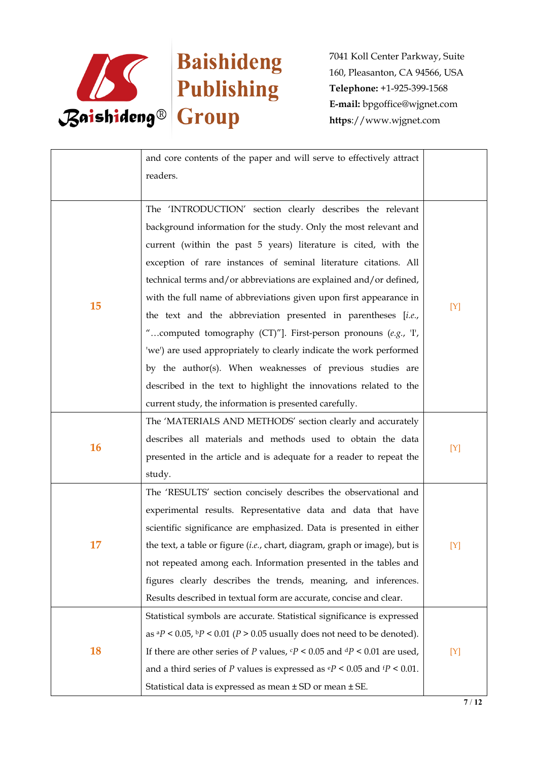| | | |
|---|---|---|
| | and core contents of the paper and will serve to effectively attract readers. | |
| **15** | The 'INTRODUCTION' section clearly describes the relevant background information for the study. Only the most relevant and current (within the past 5 years) literature is cited, with the exception of rare instances of seminal literature citations. All technical terms and/or abbreviations are explained and/or defined, with the full name of abbreviations given upon first appearance in the text and the abbreviation presented in parentheses [*i.e.*, "…computed tomography (CT)"]. First-person pronouns (*e.g.*, 'I', 'we') are used appropriately to clearly indicate the work performed by the author(s). When weaknesses of previous studies are described in the text to highlight the innovations related to the current study, the information is presented carefully. | [Y] |
| **16** | The 'MATERIALS AND METHODS' section clearly and accurately describes all materials and methods used to obtain the data presented in the article and is adequate for a reader to repeat the study. | [Y] |
| **17** | The 'RESULTS' section concisely describes the observational and experimental results. Representative data and data that have scientific significance are emphasized. Data is presented in either the text, a table or figure (*i.e.*, chart, diagram, graph or image), but is not repeated among each. Information presented in the tables and figures clearly describes the trends, meaning, and inferences. Results described in textual form are accurate, concise and clear. | [Y] |
| **18** | Statistical symbols are accurate. Statistical significance is expressed as $^{a}P < 0.05$, $^{b}P < 0.01$ ($P > 0.05$ usually does not need to be denoted). If there are other series of $P$ values, $^{c}P < 0.05$ and $^{d}P < 0.01$ are used, and a third series of $P$ values is expressed as $^{e}P < 0.05$ and $^{f}P < 0.01$. Statistical data is expressed as mean ± SD or mean ± SE. | [Y] |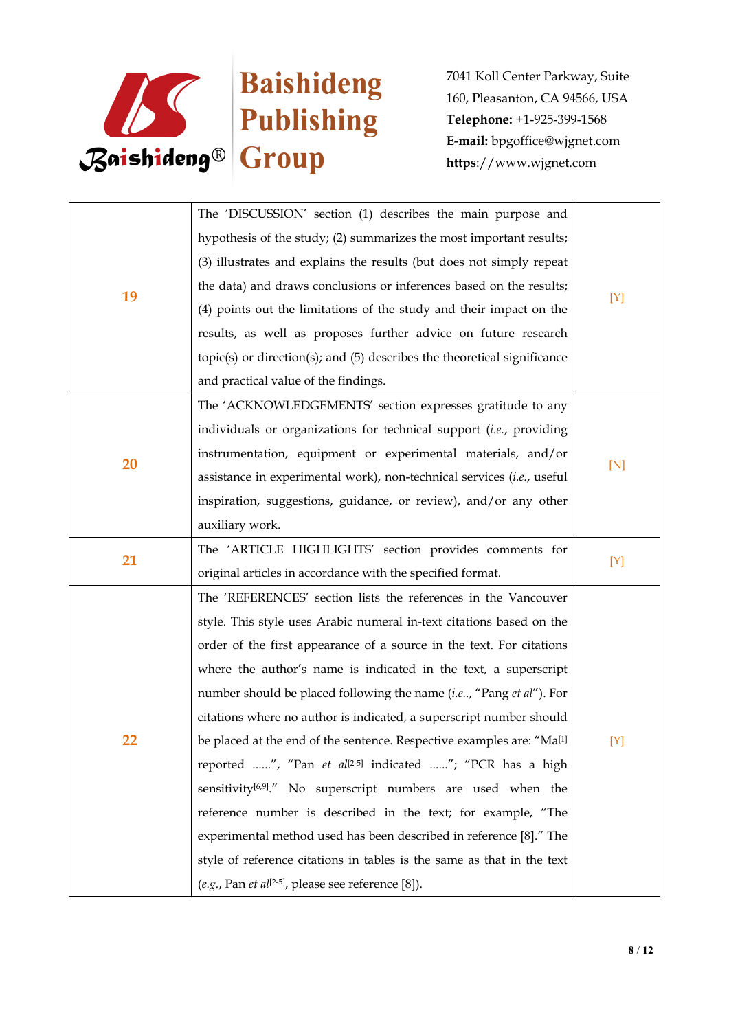| | | |
|---|---|---|
| 19 | The 'DISCUSSION' section (1) describes the main purpose and hypothesis of the study; (2) summarizes the most important results; (3) illustrates and explains the results (but does not simply repeat the data) and draws conclusions or inferences based on the results; (4) points out the limitations of the study and their impact on the results, as well as proposes further advice on future research topic(s) or direction(s); and (5) describes the theoretical significance and practical value of the findings. | [Y] |
| 20 | The 'ACKNOWLEDGEMENTS' section expresses gratitude to any individuals or organizations for technical support (*i.e.*, providing instrumentation, equipment or experimental materials, and/or assistance in experimental work), non-technical services (*i.e.*, useful inspiration, suggestions, guidance, or review), and/or any other auxiliary work. | [N] |
| 21 | The 'ARTICLE HIGHLIGHTS' section provides comments for original articles in accordance with the specified format. | [Y] |
| 22 | The 'REFERENCES' section lists the references in the Vancouver style. This style uses Arabic numeral in-text citations based on the order of the first appearance of a source in the text. For citations where the author's name is indicated in the text, a superscript number should be placed following the name (*i.e.*., "Pang *et al*"). For citations where no author is indicated, a superscript number should be placed at the end of the sentence. Respective examples are: "Ma[1] reported ......", "Pan *et al*[2-5] indicated ......"; "PCR has a high sensitivity[6,9]." No superscript numbers are used when the reference number is described in the text; for example, "The experimental method used has been described in reference [8]." The style of reference citations in tables is the same as that in the text (*e.g.*, Pan *et al*[2-5], please see reference [8]). | [Y] |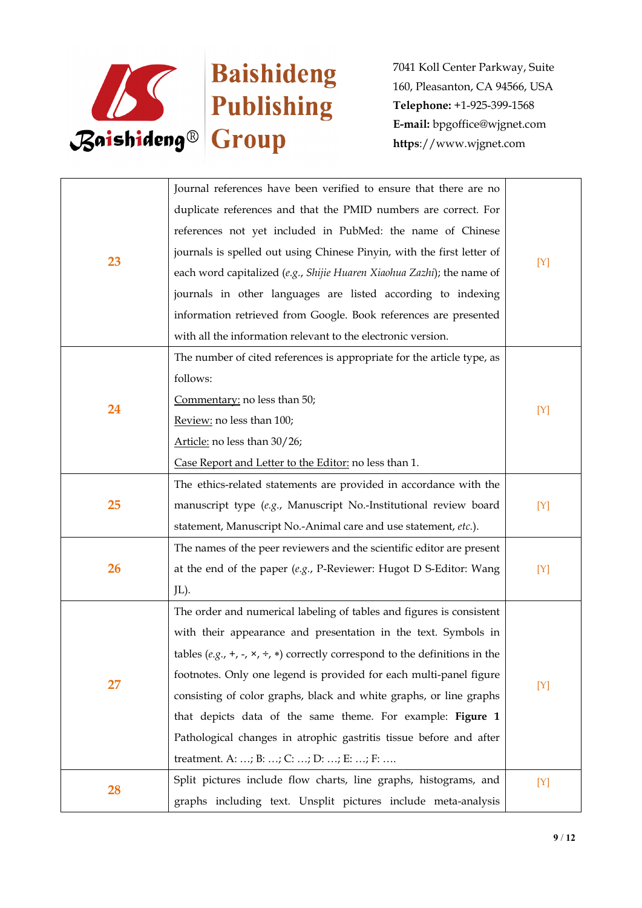| | | |
|---|---|---|
| 23 | Journal references have been verified to ensure that there are no duplicate references and that the PMID numbers are correct. For references not yet included in PubMed: the name of Chinese journals is spelled out using Chinese Pinyin, with the first letter of each word capitalized (*e.g.*, *Shijie Huaren Xiaohua Zazhi*); the name of journals in other languages are listed according to indexing information retrieved from Google. Book references are presented with all the information relevant to the electronic version. | [Y] |
| 24 | The number of cited references is appropriate for the article type, as follows:<br><u>Commentary:</u> no less than 50;<br><u>Review:</u> no less than 100;<br><u>Article:</u> no less than 30/26;<br><u>Case Report and Letter to the Editor:</u> no less than 1. | [Y] |
| 25 | The ethics-related statements are provided in accordance with the manuscript type (*e.g.*, Manuscript No.-Institutional review board statement, Manuscript No.-Animal care and use statement, *etc.*). | [Y] |
| 26 | The names of the peer reviewers and the scientific editor are present at the end of the paper (*e.g.*, P-Reviewer: Hugot D S-Editor: Wang JL). | [Y] |
| 27 | The order and numerical labeling of tables and figures is consistent with their appearance and presentation in the text. Symbols in tables (*e.g.*, +, -, ×, ÷, ∗) correctly correspond to the definitions in the footnotes. Only one legend is provided for each multi-panel figure consisting of color graphs, black and white graphs, or line graphs that depicts data of the same theme. For example: **Figure 1** Pathological changes in atrophic gastritis tissue before and after treatment. A: …; B: …; C: …; D: …; E: …; F: …. | [Y] |
| 28 | Split pictures include flow charts, line graphs, histograms, and graphs including text. Unsplit pictures include meta-analysis | [Y] |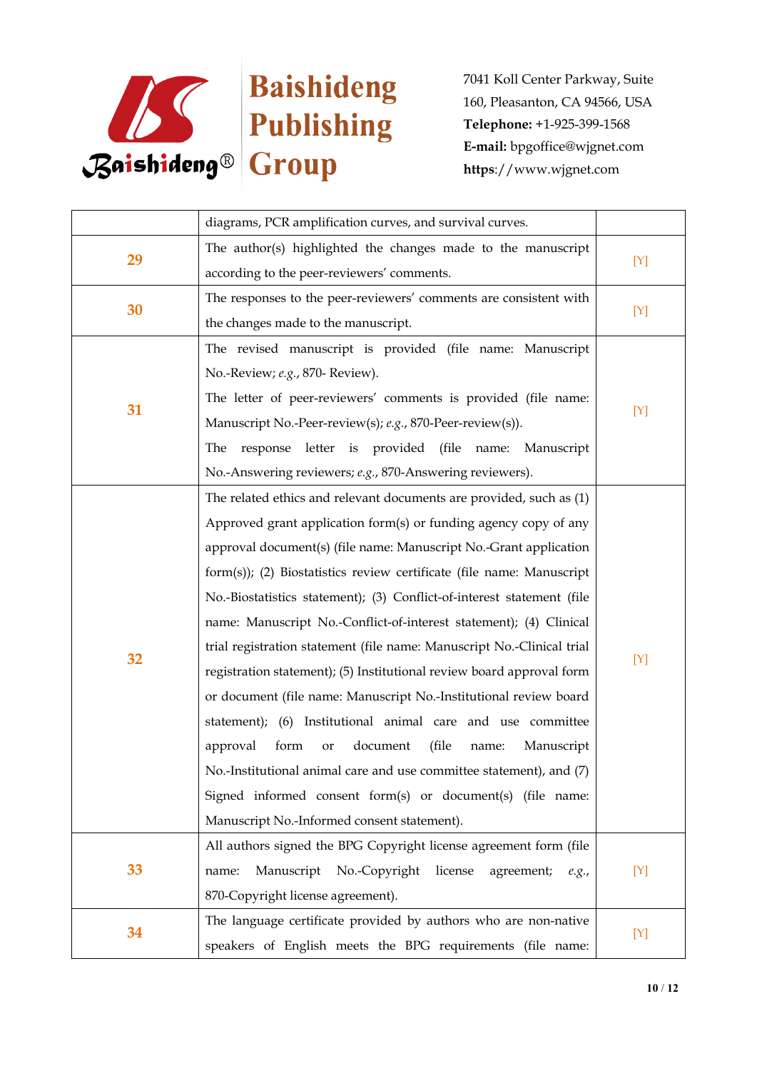| | | |
|---|---|---|
| | diagrams, PCR amplification curves, and survival curves. | |
| **29** | The author(s) highlighted the changes made to the manuscript according to the peer-reviewers' comments. | [Y] |
| **30** | The responses to the peer-reviewers' comments are consistent with the changes made to the manuscript. | [Y] |
| **31** | The revised manuscript is provided (file name: Manuscript No.-Review; *e.g.*, 870- Review).<br>The letter of peer-reviewers' comments is provided (file name: Manuscript No.-Peer-review(s); *e.g.*, 870-Peer-review(s)).<br>The response letter is provided (file name: Manuscript No.-Answering reviewers; *e.g.*, 870-Answering reviewers). | [Y] |
| **32** | The related ethics and relevant documents are provided, such as (1) Approved grant application form(s) or funding agency copy of any approval document(s) (file name: Manuscript No.-Grant application form(s)); (2) Biostatistics review certificate (file name: Manuscript No.-Biostatistics statement); (3) Conflict-of-interest statement (file name: Manuscript No.-Conflict-of-interest statement); (4) Clinical trial registration statement (file name: Manuscript No.-Clinical trial registration statement); (5) Institutional review board approval form or document (file name: Manuscript No.-Institutional review board statement); (6) Institutional animal care and use committee approval form or document (file name: Manuscript No.-Institutional animal care and use committee statement), and (7) Signed informed consent form(s) or document(s) (file name: Manuscript No.-Informed consent statement). | [Y] |
| **33** | All authors signed the BPG Copyright license agreement form (file name: Manuscript No.-Copyright license agreement; *e.g.*, 870-Copyright license agreement). | [Y] |
| **34** | The language certificate provided by authors who are non-native speakers of English meets the BPG requirements (file name: | [Y] |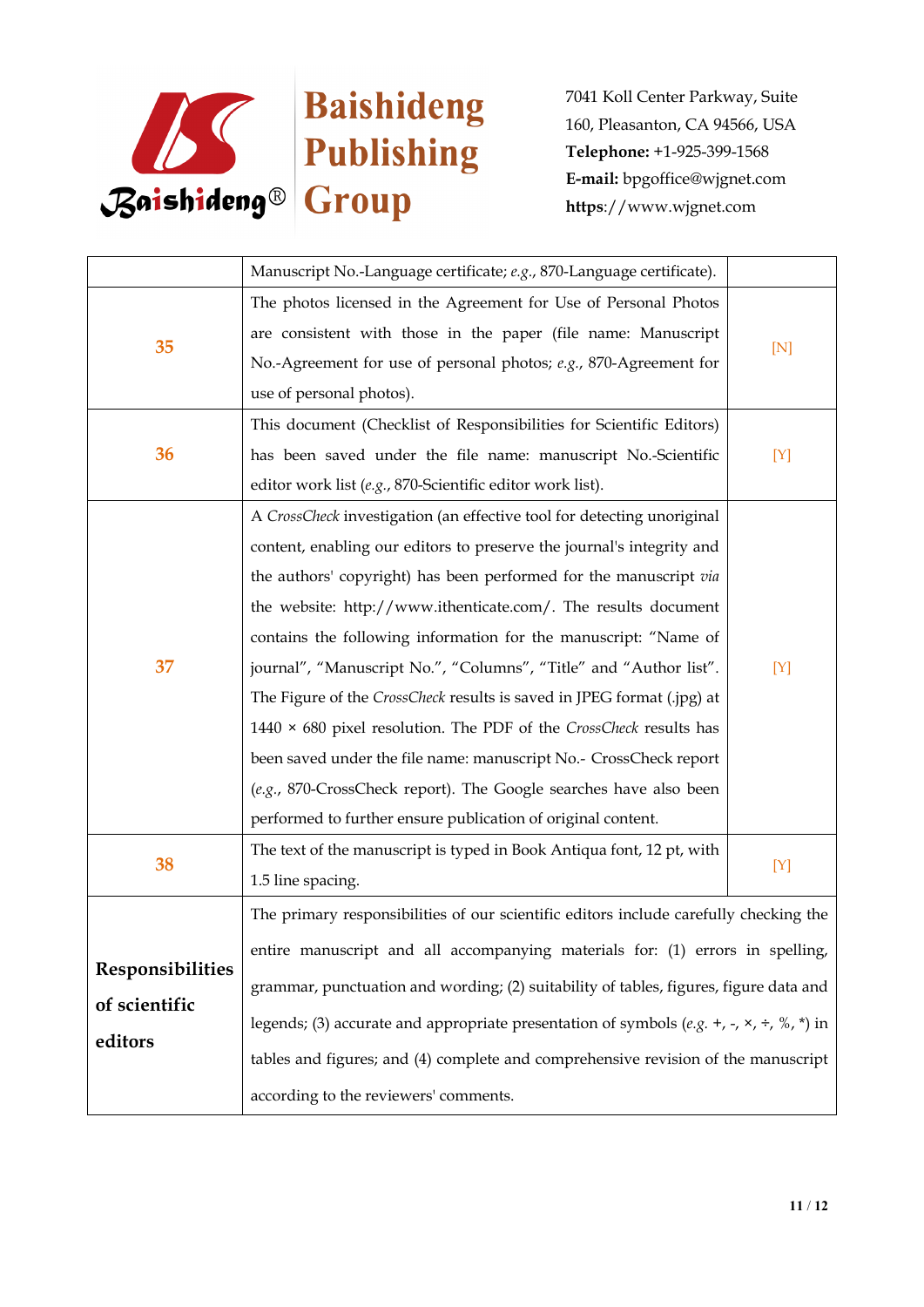|  |  |  |
|---|---|---|
|  | Manuscript No.-Language certificate; *e.g.*, 870-Language certificate). |  |
| 35 | The photos licensed in the Agreement for Use of Personal Photos are consistent with those in the paper (file name: Manuscript No.-Agreement for use of personal photos; *e.g.*, 870-Agreement for use of personal photos). | [N] |
| 36 | This document (Checklist of Responsibilities for Scientific Editors) has been saved under the file name: manuscript No.-Scientific editor work list (*e.g.*, 870-Scientific editor work list). | [Y] |
| 37 | A *CrossCheck* investigation (an effective tool for detecting unoriginal content, enabling our editors to preserve the journal's integrity and the authors' copyright) has been performed for the manuscript *via* the website: http://www.ithenticate.com/. The results document contains the following information for the manuscript: "Name of journal", "Manuscript No.", "Columns", "Title" and "Author list". The Figure of the *CrossCheck* results is saved in JPEG format (.jpg) at 1440 × 680 pixel resolution. The PDF of the *CrossCheck* results has been saved under the file name: manuscript No.- CrossCheck report (*e.g.*, 870-CrossCheck report). The Google searches have also been performed to further ensure publication of original content. | [Y] |
| 38 | The text of the manuscript is typed in Book Antiqua font, 12 pt, with 1.5 line spacing. | [Y] |
| **Responsibilities of scientific editors** | The primary responsibilities of our scientific editors include carefully checking the entire manuscript and all accompanying materials for: (1) errors in spelling, grammar, punctuation and wording; (2) suitability of tables, figures, figure data and legends; (3) accurate and appropriate presentation of symbols (*e.g.* +, -, ×, ÷, %, *) in tables and figures; and (4) complete and comprehensive revision of the manuscript according to the reviewers' comments. |  |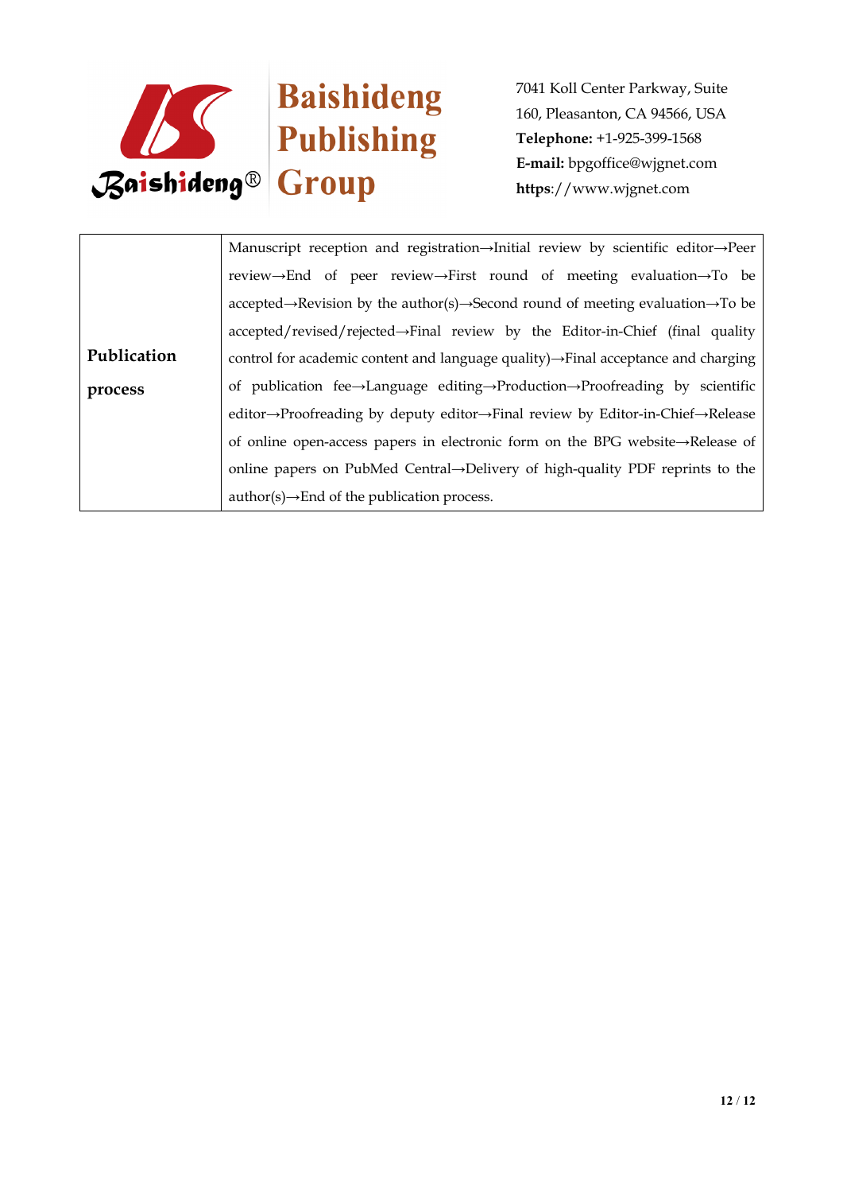| | |
|---|---|
| **Publication process** | Manuscript reception and registration→Initial review by scientific editor→Peer review→End of peer review→First round of meeting evaluation→To be accepted→Revision by the author(s)→Second round of meeting evaluation→To be accepted/revised/rejected→Final review by the Editor-in-Chief (final quality control for academic content and language quality)→Final acceptance and charging of publication fee→Language editing→Production→Proofreading by scientific editor→Proofreading by deputy editor→Final review by Editor-in-Chief→Release of online open-access papers in electronic form on the BPG website→Release of online papers on PubMed Central→Delivery of high-quality PDF reprints to the author(s)→End of the publication process. |